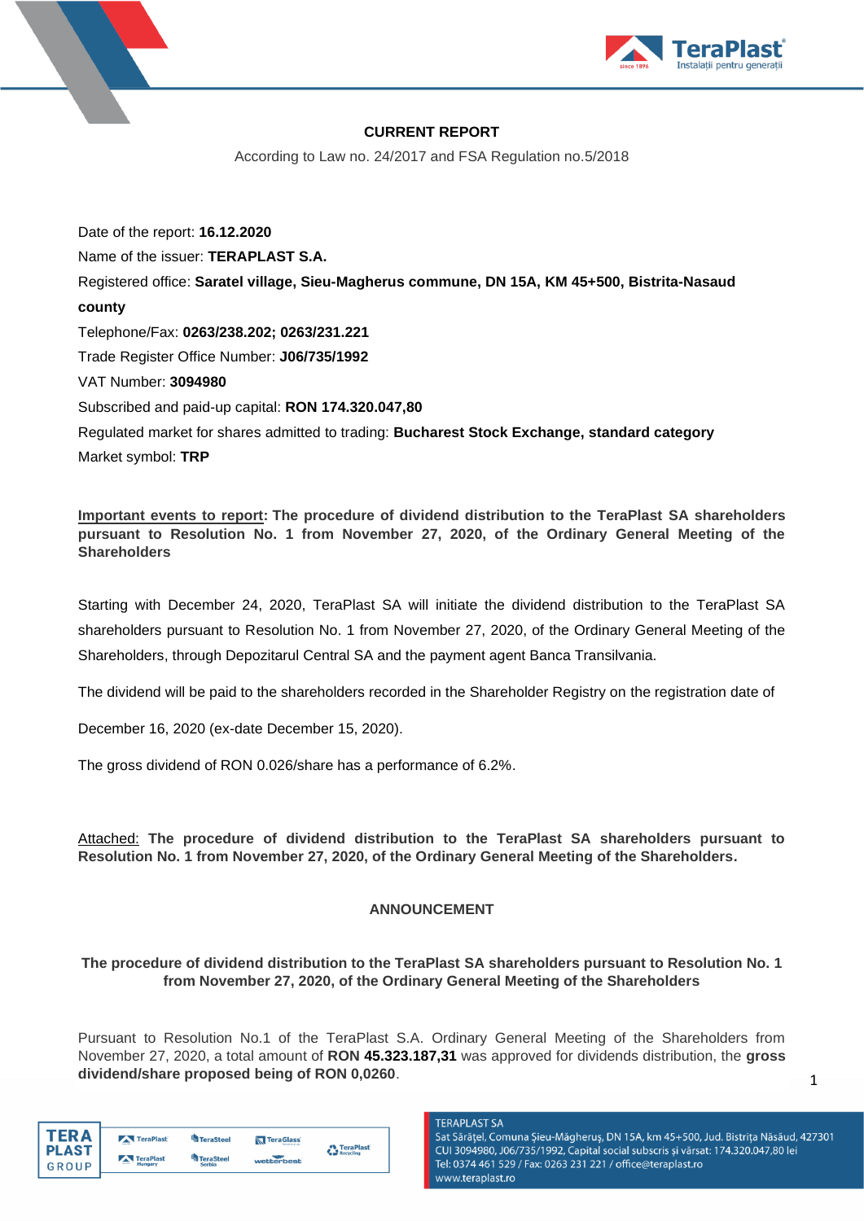# CURRENT REPORT

According to Law no. 24/2017 and FSA Regulation no.5/2018

Date of the report: **16.12.2020**

Name of the issuer: **TERAPLAST S.A.**

Registered office: **Saratel village, Sieu-Magherus commune, DN 15A, KM 45+500, Bistrita-Nasaud county**

Telephone/Fax: **0263/238.202; 0263/231.221**

Trade Register Office Number: **J06/735/1992**

VAT Number: **3094980**

Subscribed and paid-up capital: **RON 174.320.047,80**

Regulated market for shares admitted to trading: **Bucharest Stock Exchange, standard category**

Market symbol: **TRP**

<u>Important events to report</u>: **The procedure of dividend distribution to the TeraPlast SA shareholders pursuant to Resolution No. 1 from November 27, 2020, of the Ordinary General Meeting of the Shareholders**

Starting with December 24, 2020, TeraPlast SA will initiate the dividend distribution to the TeraPlast SA shareholders pursuant to Resolution No. 1 from November 27, 2020, of the Ordinary General Meeting of the Shareholders, through Depozitarul Central SA and the payment agent Banca Transilvania.

The dividend will be paid to the shareholders recorded in the Shareholder Registry on the registration date of December 16, 2020 (ex-date December 15, 2020).

The gross dividend of RON 0.026/share has a performance of 6.2%.

<u>Attached:</u> **The procedure of dividend distribution to the TeraPlast SA shareholders pursuant to Resolution No. 1 from November 27, 2020, of the Ordinary General Meeting of the Shareholders.**

## ANNOUNCEMENT

### The procedure of dividend distribution to the TeraPlast SA shareholders pursuant to Resolution No. 1 from November 27, 2020, of the Ordinary General Meeting of the Shareholders

Pursuant to Resolution No.1 of the TeraPlast S.A. Ordinary General Meeting of the Shareholders from November 27, 2020, a total amount of **RON 45.323.187,31** was approved for dividends distribution, the **gross dividend/share proposed being of RON 0,0260**.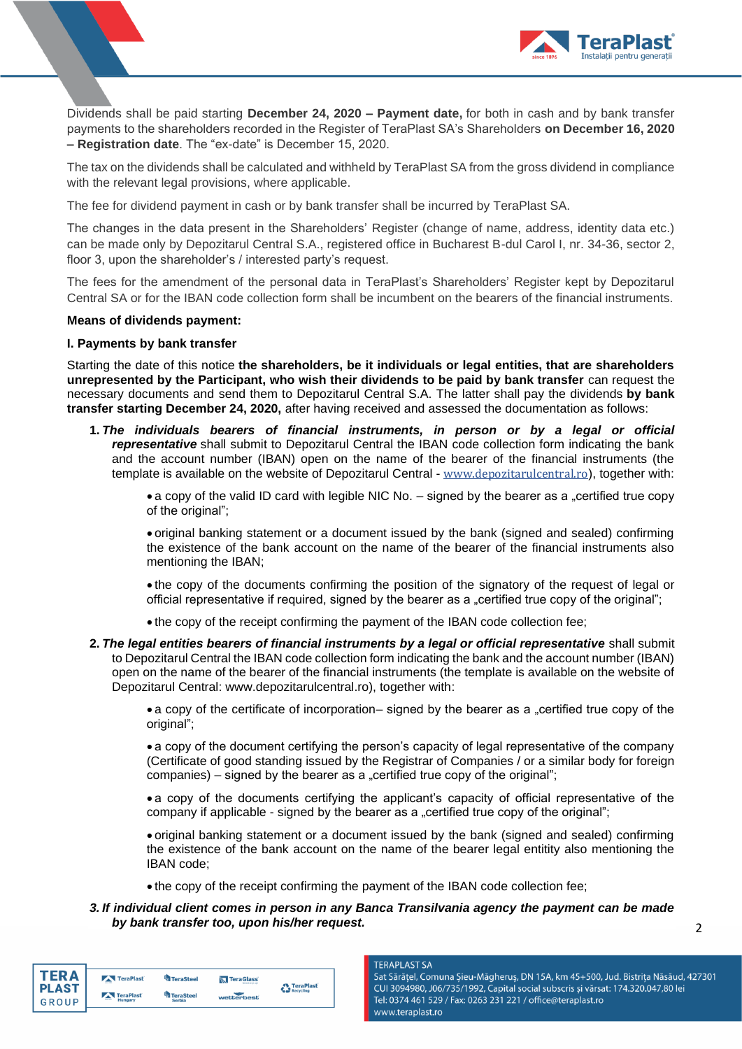Dividends shall be paid starting **December 24, 2020 – Payment date,** for both in cash and by bank transfer payments to the shareholders recorded in the Register of TeraPlast SA's Shareholders **on December 16, 2020 – Registration date**. The "ex-date" is December 15, 2020.

The tax on the dividends shall be calculated and withheld by TeraPlast SA from the gross dividend in compliance with the relevant legal provisions, where applicable.

The fee for dividend payment in cash or by bank transfer shall be incurred by TeraPlast SA.

The changes in the data present in the Shareholders' Register (change of name, address, identity data etc.) can be made only by Depozitarul Central S.A., registered office in Bucharest B-dul Carol I, nr. 34-36, sector 2, floor 3, upon the shareholder's / interested party's request.

The fees for the amendment of the personal data in TeraPlast's Shareholders' Register kept by Depozitarul Central SA or for the IBAN code collection form shall be incumbent on the bearers of the financial instruments.

**Means of dividends payment:**

**I. Payments by bank transfer**

Starting the date of this notice **the shareholders, be it individuals or legal entities, that are shareholders unrepresented by the Participant, who wish their dividends to be paid by bank transfer** can request the necessary documents and send them to Depozitarul Central S.A. The latter shall pay the dividends **by bank transfer starting December 24, 2020,** after having received and assessed the documentation as follows:

1. ***The individuals bearers of financial instruments, in person or by a legal or official representative*** shall submit to Depozitarul Central the IBAN code collection form indicating the bank and the account number (IBAN) open on the name of the bearer of the financial instruments (the template is available on the website of Depozitarul Central - www.depozitarulcentral.ro), together with:

    - a copy of the valid ID card with legible NIC No. – signed by the bearer as a „certified true copy of the original";
    - original banking statement or a document issued by the bank (signed and sealed) confirming the existence of the bank account on the name of the bearer of the financial instruments also mentioning the IBAN;
    - the copy of the documents confirming the position of the signatory of the request of legal or official representative if required, signed by the bearer as a „certified true copy of the original";
    - the copy of the receipt confirming the payment of the IBAN code collection fee;

2. ***The legal entities bearers of financial instruments by a legal or official representative*** shall submit to Depozitarul Central the IBAN code collection form indicating the bank and the account number (IBAN) open on the name of the bearer of the financial instruments (the template is available on the website of Depozitarul Central: www.depozitarulcentral.ro), together with:

    - a copy of the certificate of incorporation– signed by the bearer as a „certified true copy of the original";
    - a copy of the document certifying the person's capacity of legal representative of the company (Certificate of good standing issued by the Registrar of Companies / or a similar body for foreign companies) – signed by the bearer as a „certified true copy of the original";
    - a copy of the documents certifying the applicant's capacity of official representative of the company if applicable - signed by the bearer as a „certified true copy of the original";
    - original banking statement or a document issued by the bank (signed and sealed) confirming the existence of the bank account on the name of the bearer legal entitity also mentioning the IBAN code;
    - the copy of the receipt confirming the payment of the IBAN code collection fee;

3. ***If individual client comes in person in any Banca Transilvania agency the payment can be made by bank transfer too, upon his/her request.***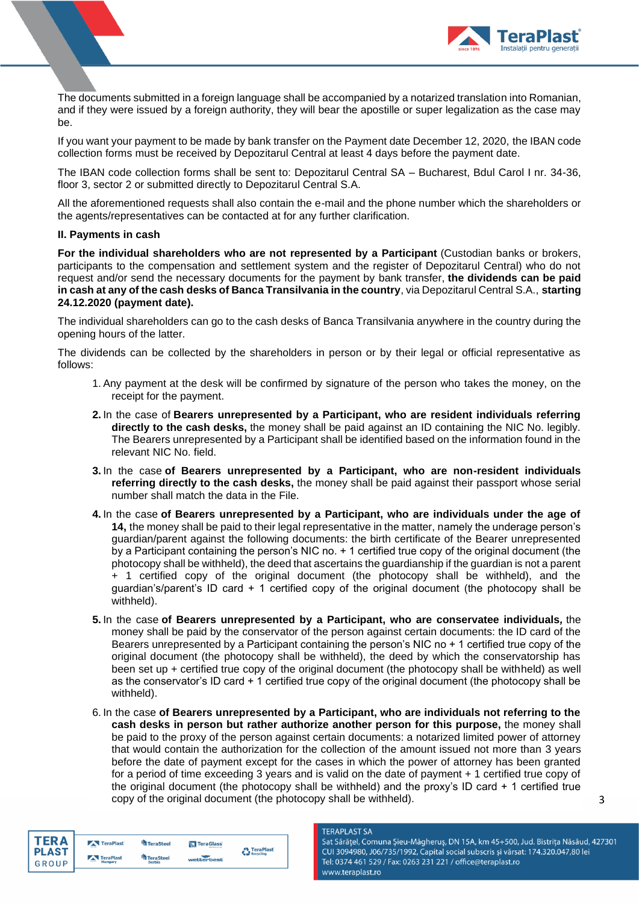The documents submitted in a foreign language shall be accompanied by a notarized translation into Romanian, and if they were issued by a foreign authority, they will bear the apostille or super legalization as the case may be.

If you want your payment to be made by bank transfer on the Payment date December 12, 2020, the IBAN code collection forms must be received by Depozitarul Central at least 4 days before the payment date.

The IBAN code collection forms shall be sent to: Depozitarul Central SA – Bucharest, Bdul Carol I nr. 34-36, floor 3, sector 2 or submitted directly to Depozitarul Central S.A.

All the aforementioned requests shall also contain the e-mail and the phone number which the shareholders or the agents/representatives can be contacted at for any further clarification.

**II. Payments in cash**

**For the individual shareholders who are not represented by a Participant** (Custodian banks or brokers, participants to the compensation and settlement system and the register of Depozitarul Central) who do not request and/or send the necessary documents for the payment by bank transfer, **the dividends can be paid in cash at any of the cash desks of Banca Transilvania in the country**, via Depozitarul Central S.A., **starting 24.12.2020 (payment date).**

The individual shareholders can go to the cash desks of Banca Transilvania anywhere in the country during the opening hours of the latter.

The dividends can be collected by the shareholders in person or by their legal or official representative as follows:

1. Any payment at the desk will be confirmed by signature of the person who takes the money, on the receipt for the payment.
2. In the case of **Bearers unrepresented by a Participant, who are resident individuals referring directly to the cash desks,** the money shall be paid against an ID containing the NIC No. legibly. The Bearers unrepresented by a Participant shall be identified based on the information found in the relevant NIC No. field.
3. In the case **of Bearers unrepresented by a Participant, who are non-resident individuals referring directly to the cash desks,** the money shall be paid against their passport whose serial number shall match the data in the File.
4. In the case **of Bearers unrepresented by a Participant, who are individuals under the age of 14,** the money shall be paid to their legal representative in the matter, namely the underage person's guardian/parent against the following documents: the birth certificate of the Bearer unrepresented by a Participant containing the person's NIC no. + 1 certified true copy of the original document (the photocopy shall be withheld), the deed that ascertains the guardianship if the guardian is not a parent + 1 certified copy of the original document (the photocopy shall be withheld), and the guardian's/parent's ID card + 1 certified copy of the original document (the photocopy shall be withheld).
5. In the case **of Bearers unrepresented by a Participant, who are conservatee individuals,** the money shall be paid by the conservator of the person against certain documents: the ID card of the Bearers unrepresented by a Participant containing the person's NIC no + 1 certified true copy of the original document (the photocopy shall be withheld), the deed by which the conservatorship has been set up + certified true copy of the original document (the photocopy shall be withheld) as well as the conservator's ID card + 1 certified true copy of the original document (the photocopy shall be withheld).
6. In the case **of Bearers unrepresented by a Participant, who are individuals not referring to the cash desks in person but rather authorize another person for this purpose,** the money shall be paid to the proxy of the person against certain documents: a notarized limited power of attorney that would contain the authorization for the collection of the amount issued not more than 3 years before the date of payment except for the cases in which the power of attorney has been granted for a period of time exceeding 3 years and is valid on the date of payment + 1 certified true copy of the original document (the photocopy shall be withheld) and the proxy's ID card + 1 certified true copy of the original document (the photocopy shall be withheld).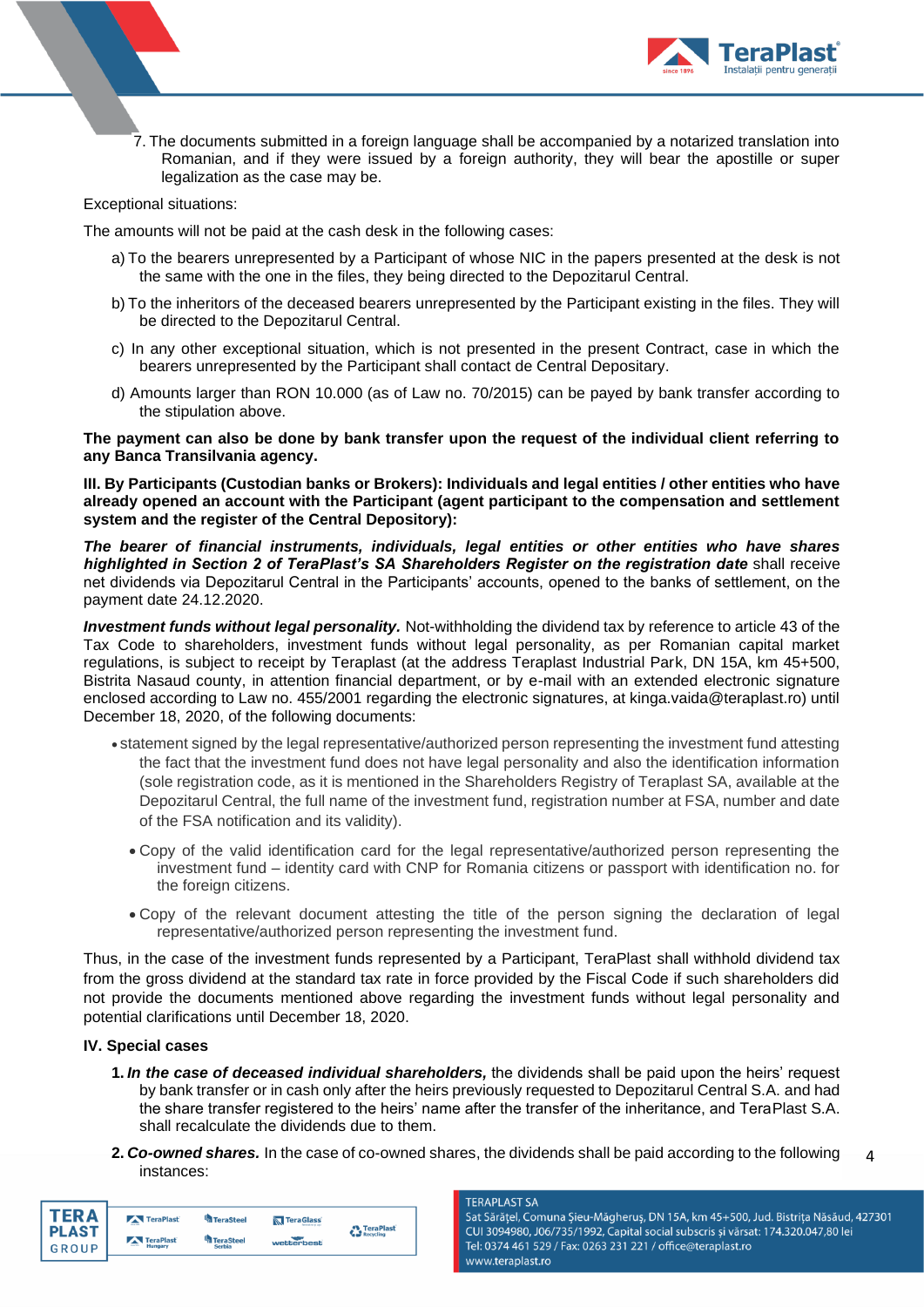7. The documents submitted in a foreign language shall be accompanied by a notarized translation into Romanian, and if they were issued by a foreign authority, they will bear the apostille or super legalization as the case may be.

Exceptional situations:

The amounts will not be paid at the cash desk in the following cases:

a) To the bearers unrepresented by a Participant of whose NIC in the papers presented at the desk is not the same with the one in the files, they being directed to the Depozitarul Central.

b) To the inheritors of the deceased bearers unrepresented by the Participant existing in the files. They will be directed to the Depozitarul Central.

c) In any other exceptional situation, which is not presented in the present Contract, case in which the bearers unrepresented by the Participant shall contact de Central Depositary.

d) Amounts larger than RON 10.000 (as of Law no. 70/2015) can be payed by bank transfer according to the stipulation above.

**The payment can also be done by bank transfer upon the request of the individual client referring to any Banca Transilvania agency.**

**III. By Participants (Custodian banks or Brokers): Individuals and legal entities / other entities who have already opened an account with the Participant (agent participant to the compensation and settlement system and the register of the Central Depository):**

***The bearer of financial instruments, individuals, legal entities or other entities who have shares highlighted in Section 2 of TeraPlast's SA Shareholders Register on the registration date*** shall receive net dividends via Depozitarul Central in the Participants' accounts, opened to the banks of settlement, on the payment date 24.12.2020.

***Investment funds without legal personality.*** Not-withholding the dividend tax by reference to article 43 of the Tax Code to shareholders, investment funds without legal personality, as per Romanian capital market regulations, is subject to receipt by Teraplast (at the address Teraplast Industrial Park, DN 15A, km 45+500, Bistrita Nasaud county, in attention financial department, or by e-mail with an extended electronic signature enclosed according to Law no. 455/2001 regarding the electronic signatures, at kinga.vaida@teraplast.ro) until December 18, 2020, of the following documents:

- statement signed by the legal representative/authorized person representing the investment fund attesting the fact that the investment fund does not have legal personality and also the identification information (sole registration code, as it is mentioned in the Shareholders Registry of Teraplast SA, available at the Depozitarul Central, the full name of the investment fund, registration number at FSA, number and date of the FSA notification and its validity).
- Copy of the valid identification card for the legal representative/authorized person representing the investment fund – identity card with CNP for Romania citizens or passport with identification no. for the foreign citizens.
- Copy of the relevant document attesting the title of the person signing the declaration of legal representative/authorized person representing the investment fund.

Thus, in the case of the investment funds represented by a Participant, TeraPlast shall withhold dividend tax from the gross dividend at the standard tax rate in force provided by the Fiscal Code if such shareholders did not provide the documents mentioned above regarding the investment funds without legal personality and potential clarifications until December 18, 2020.

**IV. Special cases**

1. ***In the case of deceased individual shareholders,*** the dividends shall be paid upon the heirs' request by bank transfer or in cash only after the heirs previously requested to Depozitarul Central S.A. and had the share transfer registered to the heirs' name after the transfer of the inheritance, and TeraPlast S.A. shall recalculate the dividends due to them.

2. ***Co-owned shares.*** In the case of co-owned shares, the dividends shall be paid according to the following instances: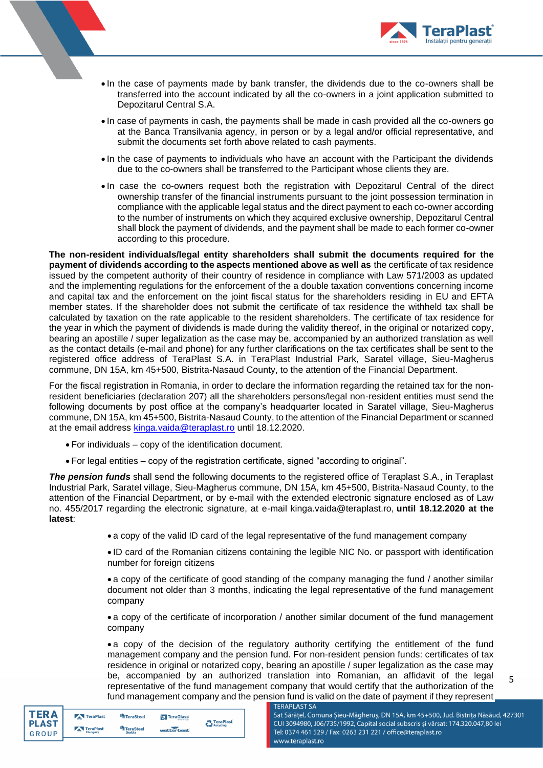- In the case of payments made by bank transfer, the dividends due to the co-owners shall be transferred into the account indicated by all the co-owners in a joint application submitted to Depozitarul Central S.A.
- In case of payments in cash, the payments shall be made in cash provided all the co-owners go at the Banca Transilvania agency, in person or by a legal and/or official representative, and submit the documents set forth above related to cash payments.
- In the case of payments to individuals who have an account with the Participant the dividends due to the co-owners shall be transferred to the Participant whose clients they are.
- In case the co-owners request both the registration with Depozitarul Central of the direct ownership transfer of the financial instruments pursuant to the joint possession termination in compliance with the applicable legal status and the direct payment to each co-owner according to the number of instruments on which they acquired exclusive ownership, Depozitarul Central shall block the payment of dividends, and the payment shall be made to each former co-owner according to this procedure.

**The non-resident individuals/legal entity shareholders shall submit the documents required for the payment of dividends according to the aspects mentioned above as well as** the certificate of tax residence issued by the competent authority of their country of residence in compliance with Law 571/2003 as updated and the implementing regulations for the enforcement of the a double taxation conventions concerning income and capital tax and the enforcement on the joint fiscal status for the shareholders residing in EU and EFTA member states. If the shareholder does not submit the certificate of tax residence the withheld tax shall be calculated by taxation on the rate applicable to the resident shareholders. The certificate of tax residence for the year in which the payment of dividends is made during the validity thereof, in the original or notarized copy, bearing an apostille / super legalization as the case may be, accompanied by an authorized translation as well as the contact details (e-mail and phone) for any further clarifications on the tax certificates shall be sent to the registered office address of TeraPlast S.A. in TeraPlast Industrial Park, Saratel village, Sieu-Magherus commune, DN 15A, km 45+500, Bistrita-Nasaud County, to the attention of the Financial Department.

For the fiscal registration in Romania, in order to declare the information regarding the retained tax for the non-resident beneficiaries (declaration 207) all the shareholders persons/legal non-resident entities must send the following documents by post office at the company's headquarter located in Saratel village, Sieu-Magherus commune, DN 15A, km 45+500, Bistrita-Nasaud County, to the attention of the Financial Department or scanned at the email address kinga.vaida@teraplast.ro until 18.12.2020.

- For individuals – copy of the identification document.
- For legal entities – copy of the registration certificate, signed "according to original".

***The pension funds*** shall send the following documents to the registered office of Teraplast S.A., in Teraplast Industrial Park, Saratel village, Sieu-Magherus commune, DN 15A, km 45+500, Bistrita-Nasaud County, to the attention of the Financial Department, or by e-mail with the extended electronic signature enclosed as of Law no. 455/2017 regarding the electronic signature, at e-mail kinga.vaida@teraplast.ro, **until 18.12.2020 at the latest**:

- a copy of the valid ID card of the legal representative of the fund management company
- ID card of the Romanian citizens containing the legible NIC No. or passport with identification number for foreign citizens
- a copy of the certificate of good standing of the company managing the fund / another similar document not older than 3 months, indicating the legal representative of the fund management company
- a copy of the certificate of incorporation / another similar document of the fund management company
- a copy of the decision of the regulatory authority certifying the entitlement of the fund management company and the pension fund. For non-resident pension funds: certificates of tax residence in original or notarized copy, bearing an apostille / super legalization as the case may be, accompanied by an authorized translation into Romanian, an affidavit of the legal representative of the fund management company that would certify that the authorization of the fund management company and the pension fund is valid on the date of payment if they represent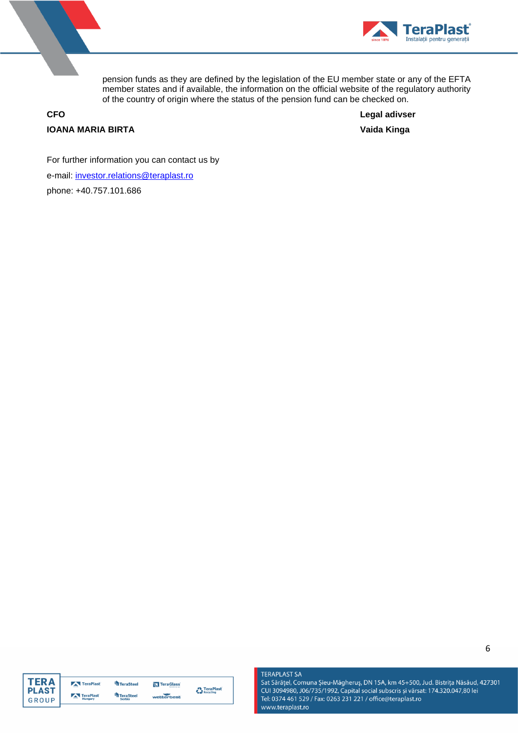pension funds as they are defined by the legislation of the EU member state or any of the EFTA member states and if available, the information on the official website of the regulatory authority of the country of origin where the status of the pension fund can be checked on.

| | |
|---|---|
| **CFO** | **Legal adivser** |
| **IOANA MARIA BIRTA** | **Vaida Kinga** |

For further information you can contact us by

e-mail: investor.relations@teraplast.ro

phone: +40.757.101.686